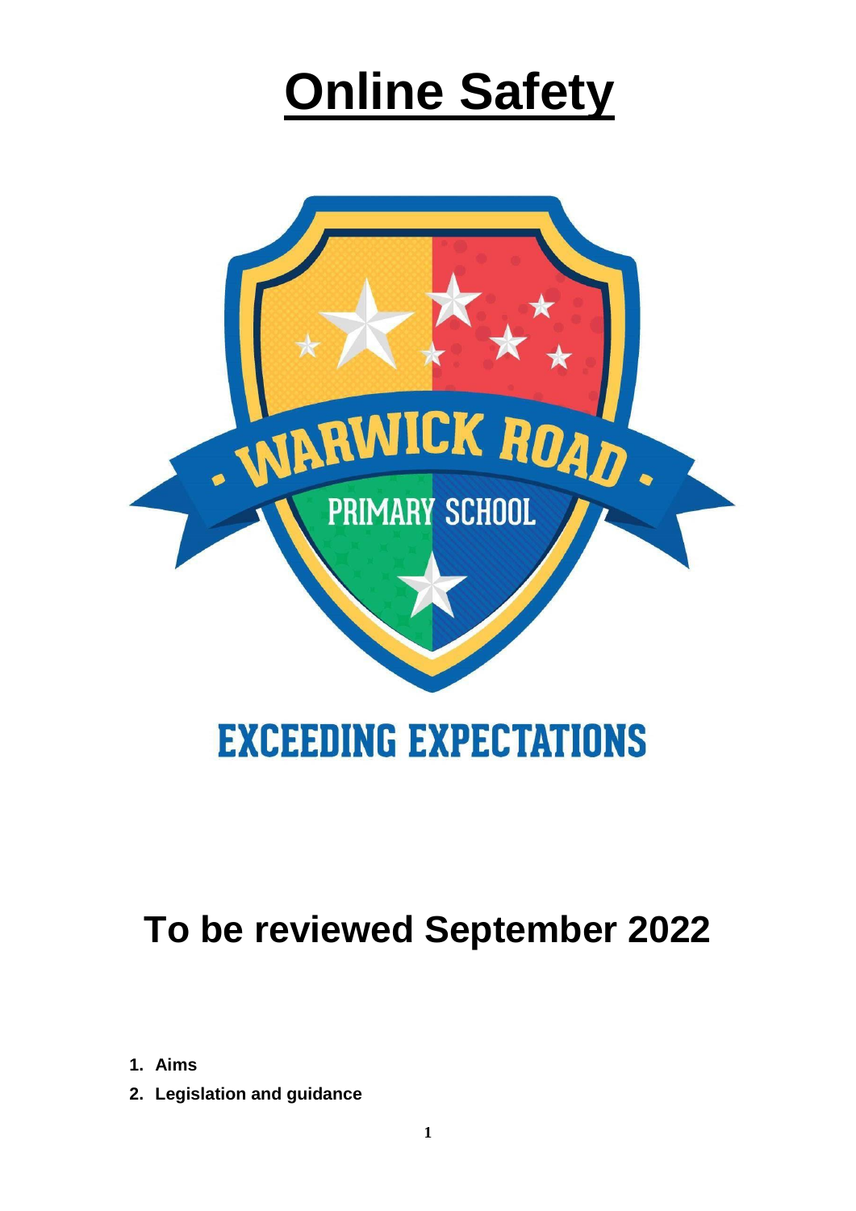# Online Safety

WARWICK ROAD PRIMARY SCHOOL

EXCEEDING EXPECTATIONS

## To be reviewed September 2022

1. **Aims**
2. **Legislation and guidance**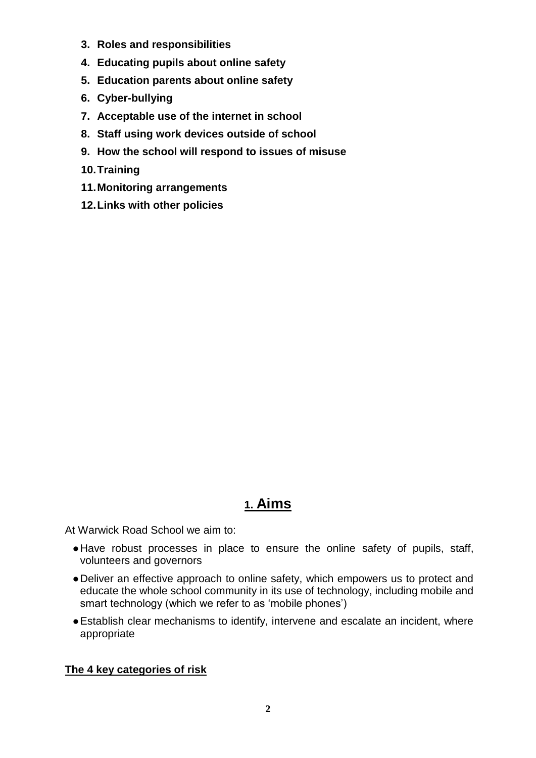3. **Roles and responsibilities**
4. **Educating pupils about online safety**
5. **Education parents about online safety**
6. **Cyber-bullying**
7. **Acceptable use of the internet in school**
8. **Staff using work devices outside of school**
9. **How the school will respond to issues of misuse**
10. **Training**
11. **Monitoring arrangements**
12. **Links with other policies**

# 1. Aims

At Warwick Road School we aim to:

- Have robust processes in place to ensure the online safety of pupils, staff, volunteers and governors
- Deliver an effective approach to online safety, which empowers us to protect and educate the whole school community in its use of technology, including mobile and smart technology (which we refer to as 'mobile phones')
- Establish clear mechanisms to identify, intervene and escalate an incident, where appropriate

**The 4 key categories of risk**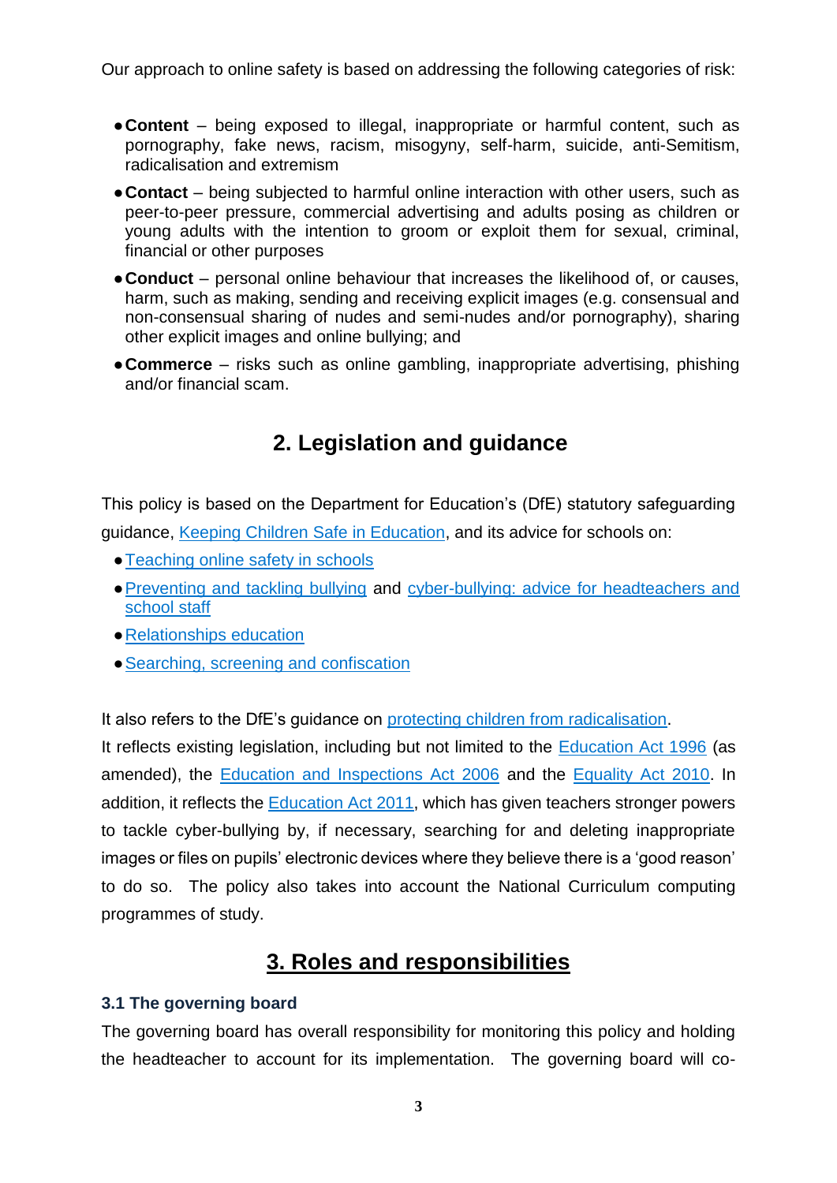Our approach to online safety is based on addressing the following categories of risk:

- **Content** – being exposed to illegal, inappropriate or harmful content, such as pornography, fake news, racism, misogyny, self-harm, suicide, anti-Semitism, radicalisation and extremism
- **Contact** – being subjected to harmful online interaction with other users, such as peer-to-peer pressure, commercial advertising and adults posing as children or young adults with the intention to groom or exploit them for sexual, criminal, financial or other purposes
- **Conduct** – personal online behaviour that increases the likelihood of, or causes, harm, such as making, sending and receiving explicit images (e.g. consensual and non-consensual sharing of nudes and semi-nudes and/or pornography), sharing other explicit images and online bullying; and
- **Commerce** – risks such as online gambling, inappropriate advertising, phishing and/or financial scam.

## 2. Legislation and guidance

This policy is based on the Department for Education's (DfE) statutory safeguarding guidance, Keeping Children Safe in Education, and its advice for schools on:

- Teaching online safety in schools
- Preventing and tackling bullying and cyber-bullying: advice for headteachers and school staff
- Relationships education
- Searching, screening and confiscation

It also refers to the DfE's guidance on protecting children from radicalisation.
It reflects existing legislation, including but not limited to the Education Act 1996 (as amended), the Education and Inspections Act 2006 and the Equality Act 2010. In addition, it reflects the Education Act 2011, which has given teachers stronger powers to tackle cyber-bullying by, if necessary, searching for and deleting inappropriate images or files on pupils' electronic devices where they believe there is a 'good reason' to do so. The policy also takes into account the National Curriculum computing programmes of study.

## 3. Roles and responsibilities

### 3.1 The governing board

The governing board has overall responsibility for monitoring this policy and holding the headteacher to account for its implementation. The governing board will co-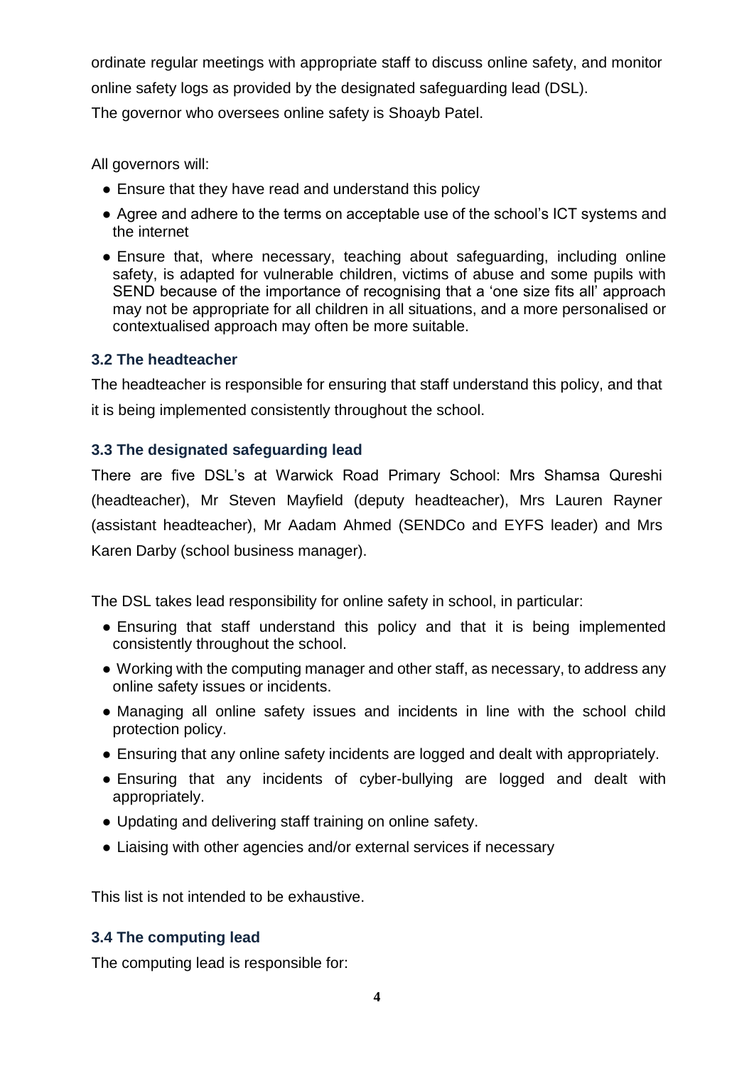ordinate regular meetings with appropriate staff to discuss online safety, and monitor online safety logs as provided by the designated safeguarding lead (DSL).

The governor who oversees online safety is Shoayb Patel.

All governors will:

- Ensure that they have read and understand this policy
- Agree and adhere to the terms on acceptable use of the school's ICT systems and the internet
- Ensure that, where necessary, teaching about safeguarding, including online safety, is adapted for vulnerable children, victims of abuse and some pupils with SEND because of the importance of recognising that a 'one size fits all' approach may not be appropriate for all children in all situations, and a more personalised or contextualised approach may often be more suitable.

### 3.2 The headteacher

The headteacher is responsible for ensuring that staff understand this policy, and that it is being implemented consistently throughout the school.

### 3.3 The designated safeguarding lead

There are five DSL's at Warwick Road Primary School: Mrs Shamsa Qureshi (headteacher), Mr Steven Mayfield (deputy headteacher), Mrs Lauren Rayner (assistant headteacher), Mr Aadam Ahmed (SENDCo and EYFS leader) and Mrs Karen Darby (school business manager).

The DSL takes lead responsibility for online safety in school, in particular:

- Ensuring that staff understand this policy and that it is being implemented consistently throughout the school.
- Working with the computing manager and other staff, as necessary, to address any online safety issues or incidents.
- Managing all online safety issues and incidents in line with the school child protection policy.
- Ensuring that any online safety incidents are logged and dealt with appropriately.
- Ensuring that any incidents of cyber-bullying are logged and dealt with appropriately.
- Updating and delivering staff training on online safety.
- Liaising with other agencies and/or external services if necessary

This list is not intended to be exhaustive.

### 3.4 The computing lead

The computing lead is responsible for: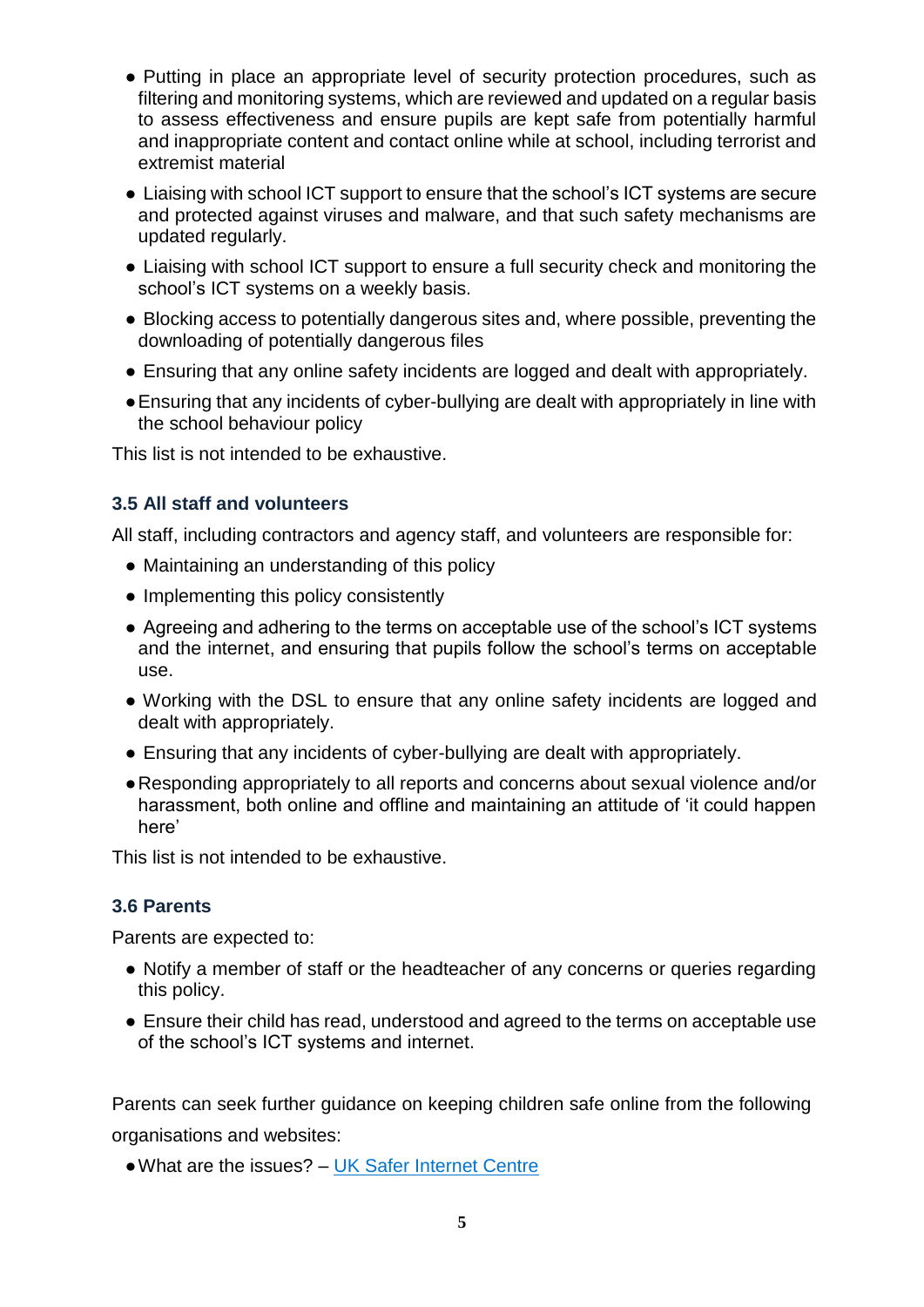- Putting in place an appropriate level of security protection procedures, such as filtering and monitoring systems, which are reviewed and updated on a regular basis to assess effectiveness and ensure pupils are kept safe from potentially harmful and inappropriate content and contact online while at school, including terrorist and extremist material
- Liaising with school ICT support to ensure that the school's ICT systems are secure and protected against viruses and malware, and that such safety mechanisms are updated regularly.
- Liaising with school ICT support to ensure a full security check and monitoring the school's ICT systems on a weekly basis.
- Blocking access to potentially dangerous sites and, where possible, preventing the downloading of potentially dangerous files
- Ensuring that any online safety incidents are logged and dealt with appropriately.
- Ensuring that any incidents of cyber-bullying are dealt with appropriately in line with the school behaviour policy

This list is not intended to be exhaustive.

### 3.5 All staff and volunteers

All staff, including contractors and agency staff, and volunteers are responsible for:

- Maintaining an understanding of this policy
- Implementing this policy consistently
- Agreeing and adhering to the terms on acceptable use of the school's ICT systems and the internet, and ensuring that pupils follow the school's terms on acceptable use.
- Working with the DSL to ensure that any online safety incidents are logged and dealt with appropriately.
- Ensuring that any incidents of cyber-bullying are dealt with appropriately.
- Responding appropriately to all reports and concerns about sexual violence and/or harassment, both online and offline and maintaining an attitude of 'it could happen here'

This list is not intended to be exhaustive.

### 3.6 Parents

Parents are expected to:

- Notify a member of staff or the headteacher of any concerns or queries regarding this policy.
- Ensure their child has read, understood and agreed to the terms on acceptable use of the school's ICT systems and internet.

Parents can seek further guidance on keeping children safe online from the following organisations and websites:

- What are the issues? – UK Safer Internet Centre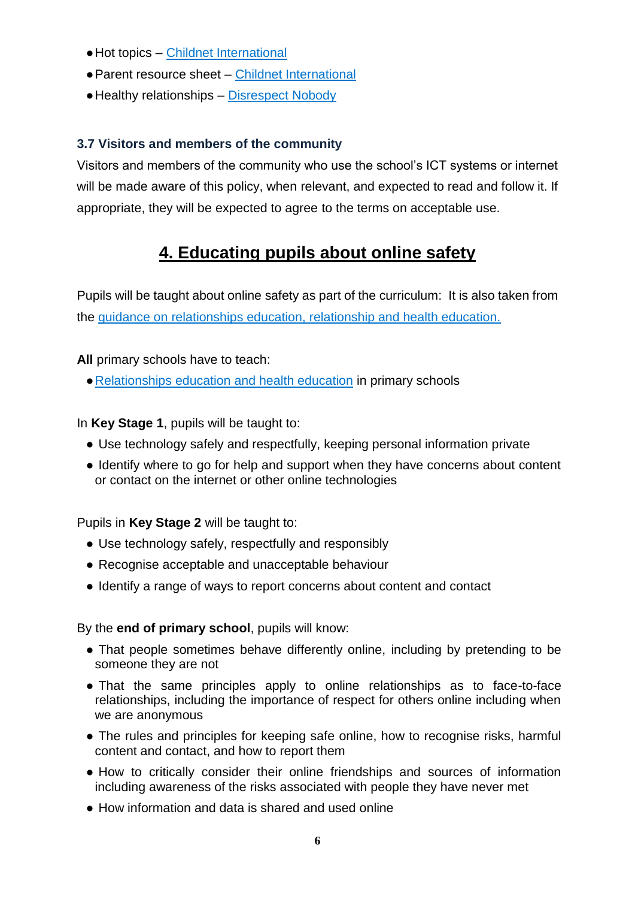- Hot topics – Childnet International
- Parent resource sheet – Childnet International
- Healthy relationships – Disrespect Nobody

### 3.7 Visitors and members of the community

Visitors and members of the community who use the school's ICT systems or internet will be made aware of this policy, when relevant, and expected to read and follow it. If appropriate, they will be expected to agree to the terms on acceptable use.

## 4. Educating pupils about online safety

Pupils will be taught about online safety as part of the curriculum: It is also taken from the guidance on relationships education, relationship and health education.

**All** primary schools have to teach:

- Relationships education and health education in primary schools

In **Key Stage 1**, pupils will be taught to:

- Use technology safely and respectfully, keeping personal information private
- Identify where to go for help and support when they have concerns about content or contact on the internet or other online technologies

Pupils in **Key Stage 2** will be taught to:

- Use technology safely, respectfully and responsibly
- Recognise acceptable and unacceptable behaviour
- Identify a range of ways to report concerns about content and contact

By the **end of primary school**, pupils will know:

- That people sometimes behave differently online, including by pretending to be someone they are not
- That the same principles apply to online relationships as to face-to-face relationships, including the importance of respect for others online including when we are anonymous
- The rules and principles for keeping safe online, how to recognise risks, harmful content and contact, and how to report them
- How to critically consider their online friendships and sources of information including awareness of the risks associated with people they have never met
- How information and data is shared and used online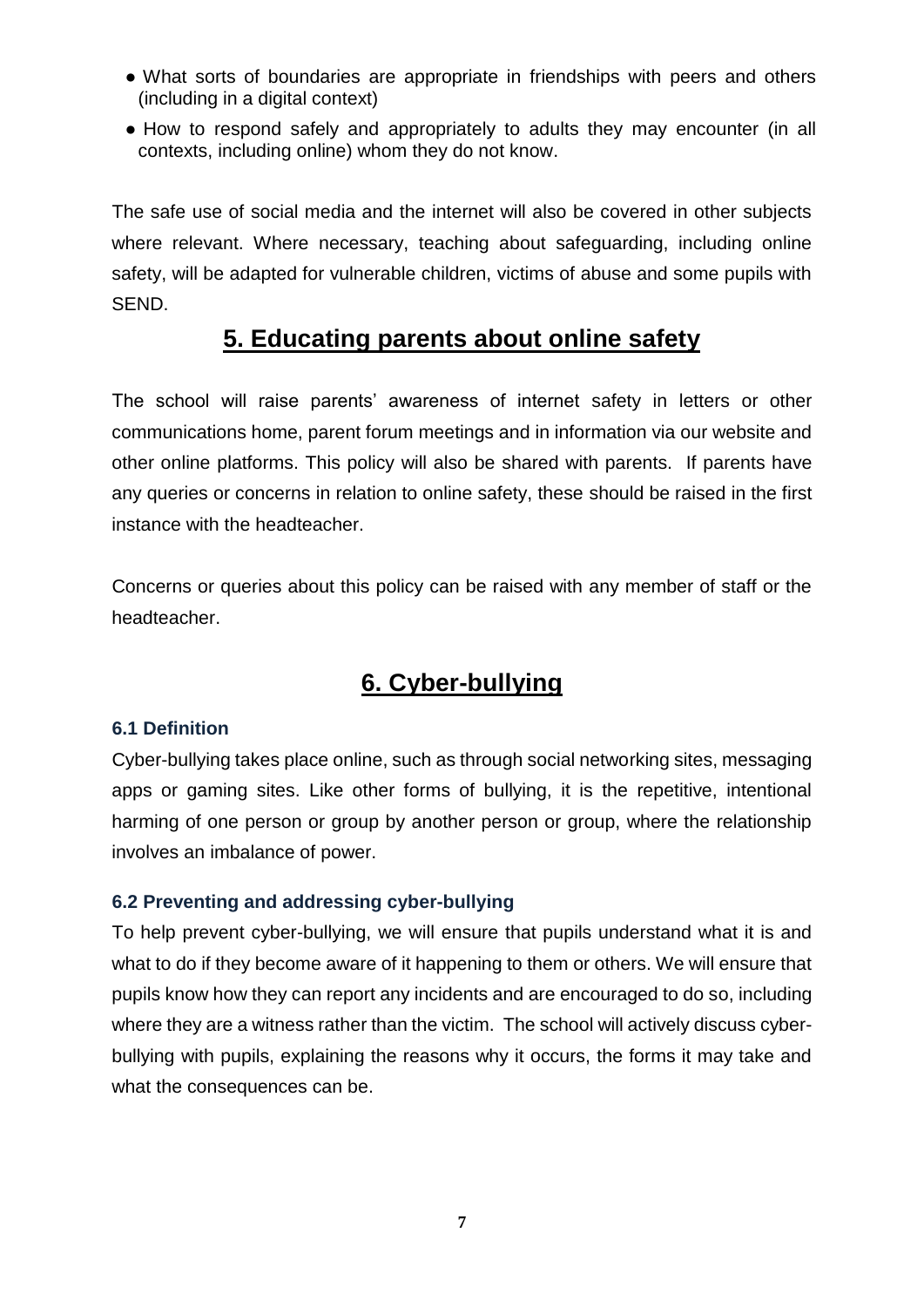- What sorts of boundaries are appropriate in friendships with peers and others (including in a digital context)
- How to respond safely and appropriately to adults they may encounter (in all contexts, including online) whom they do not know.

The safe use of social media and the internet will also be covered in other subjects where relevant. Where necessary, teaching about safeguarding, including online safety, will be adapted for vulnerable children, victims of abuse and some pupils with SEND.

## 5. Educating parents about online safety

The school will raise parents' awareness of internet safety in letters or other communications home, parent forum meetings and in information via our website and other online platforms. This policy will also be shared with parents. If parents have any queries or concerns in relation to online safety, these should be raised in the first instance with the headteacher.

Concerns or queries about this policy can be raised with any member of staff or the headteacher.

## 6. Cyber-bullying

### 6.1 Definition

Cyber-bullying takes place online, such as through social networking sites, messaging apps or gaming sites. Like other forms of bullying, it is the repetitive, intentional harming of one person or group by another person or group, where the relationship involves an imbalance of power.

### 6.2 Preventing and addressing cyber-bullying

To help prevent cyber-bullying, we will ensure that pupils understand what it is and what to do if they become aware of it happening to them or others. We will ensure that pupils know how they can report any incidents and are encouraged to do so, including where they are a witness rather than the victim. The school will actively discuss cyber-bullying with pupils, explaining the reasons why it occurs, the forms it may take and what the consequences can be.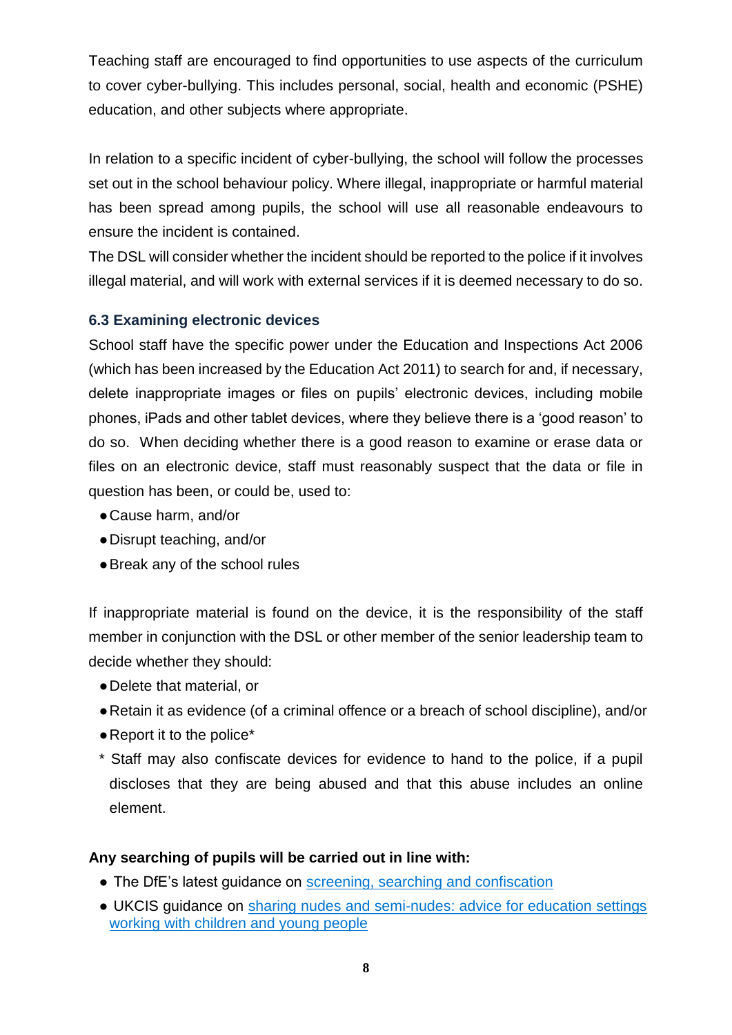Teaching staff are encouraged to find opportunities to use aspects of the curriculum to cover cyber-bullying. This includes personal, social, health and economic (PSHE) education, and other subjects where appropriate.

In relation to a specific incident of cyber-bullying, the school will follow the processes set out in the school behaviour policy. Where illegal, inappropriate or harmful material has been spread among pupils, the school will use all reasonable endeavours to ensure the incident is contained.

The DSL will consider whether the incident should be reported to the police if it involves illegal material, and will work with external services if it is deemed necessary to do so.

### 6.3 Examining electronic devices

School staff have the specific power under the Education and Inspections Act 2006 (which has been increased by the Education Act 2011) to search for and, if necessary, delete inappropriate images or files on pupils' electronic devices, including mobile phones, iPads and other tablet devices, where they believe there is a 'good reason' to do so. When deciding whether there is a good reason to examine or erase data or files on an electronic device, staff must reasonably suspect that the data or file in question has been, or could be, used to:

- Cause harm, and/or
- Disrupt teaching, and/or
- Break any of the school rules

If inappropriate material is found on the device, it is the responsibility of the staff member in conjunction with the DSL or other member of the senior leadership team to decide whether they should:

- Delete that material, or
- Retain it as evidence (of a criminal offence or a breach of school discipline), and/or
- Report it to the police*

\* Staff may also confiscate devices for evidence to hand to the police, if a pupil discloses that they are being abused and that this abuse includes an online element.

**Any searching of pupils will be carried out in line with:**

- The DfE's latest guidance on [screening, searching and confiscation]()
- UKCIS guidance on [sharing nudes and semi-nudes: advice for education settings working with children and young people]()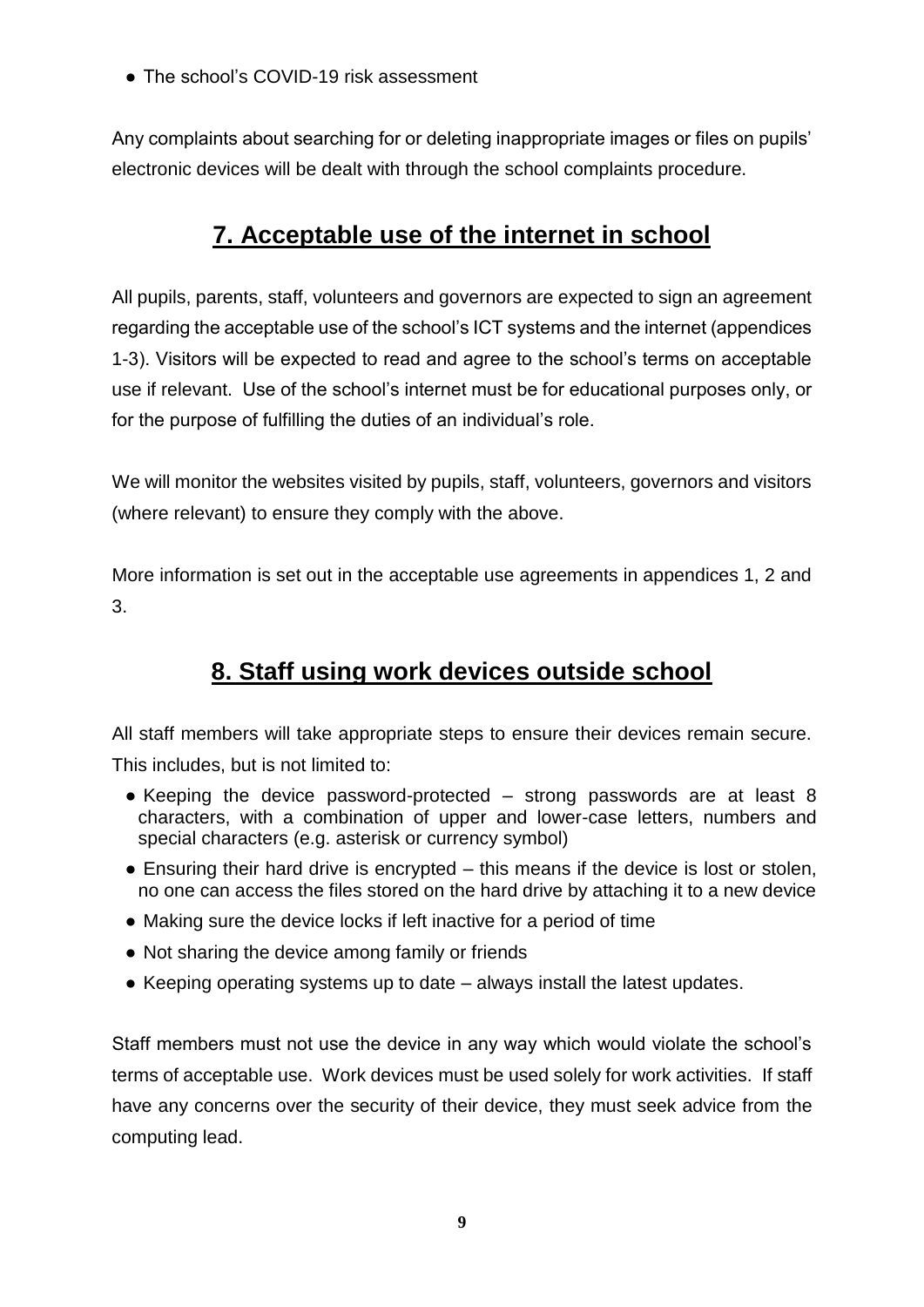- The school's COVID-19 risk assessment

Any complaints about searching for or deleting inappropriate images or files on pupils' electronic devices will be dealt with through the school complaints procedure.

## 7. Acceptable use of the internet in school

All pupils, parents, staff, volunteers and governors are expected to sign an agreement regarding the acceptable use of the school's ICT systems and the internet (appendices 1-3). Visitors will be expected to read and agree to the school's terms on acceptable use if relevant. Use of the school's internet must be for educational purposes only, or for the purpose of fulfilling the duties of an individual's role.

We will monitor the websites visited by pupils, staff, volunteers, governors and visitors (where relevant) to ensure they comply with the above.

More information is set out in the acceptable use agreements in appendices 1, 2 and 3.

## 8. Staff using work devices outside school

All staff members will take appropriate steps to ensure their devices remain secure. This includes, but is not limited to:

- Keeping the device password-protected – strong passwords are at least 8 characters, with a combination of upper and lower-case letters, numbers and special characters (e.g. asterisk or currency symbol)
- Ensuring their hard drive is encrypted – this means if the device is lost or stolen, no one can access the files stored on the hard drive by attaching it to a new device
- Making sure the device locks if left inactive for a period of time
- Not sharing the device among family or friends
- Keeping operating systems up to date – always install the latest updates.

Staff members must not use the device in any way which would violate the school's terms of acceptable use. Work devices must be used solely for work activities. If staff have any concerns over the security of their device, they must seek advice from the computing lead.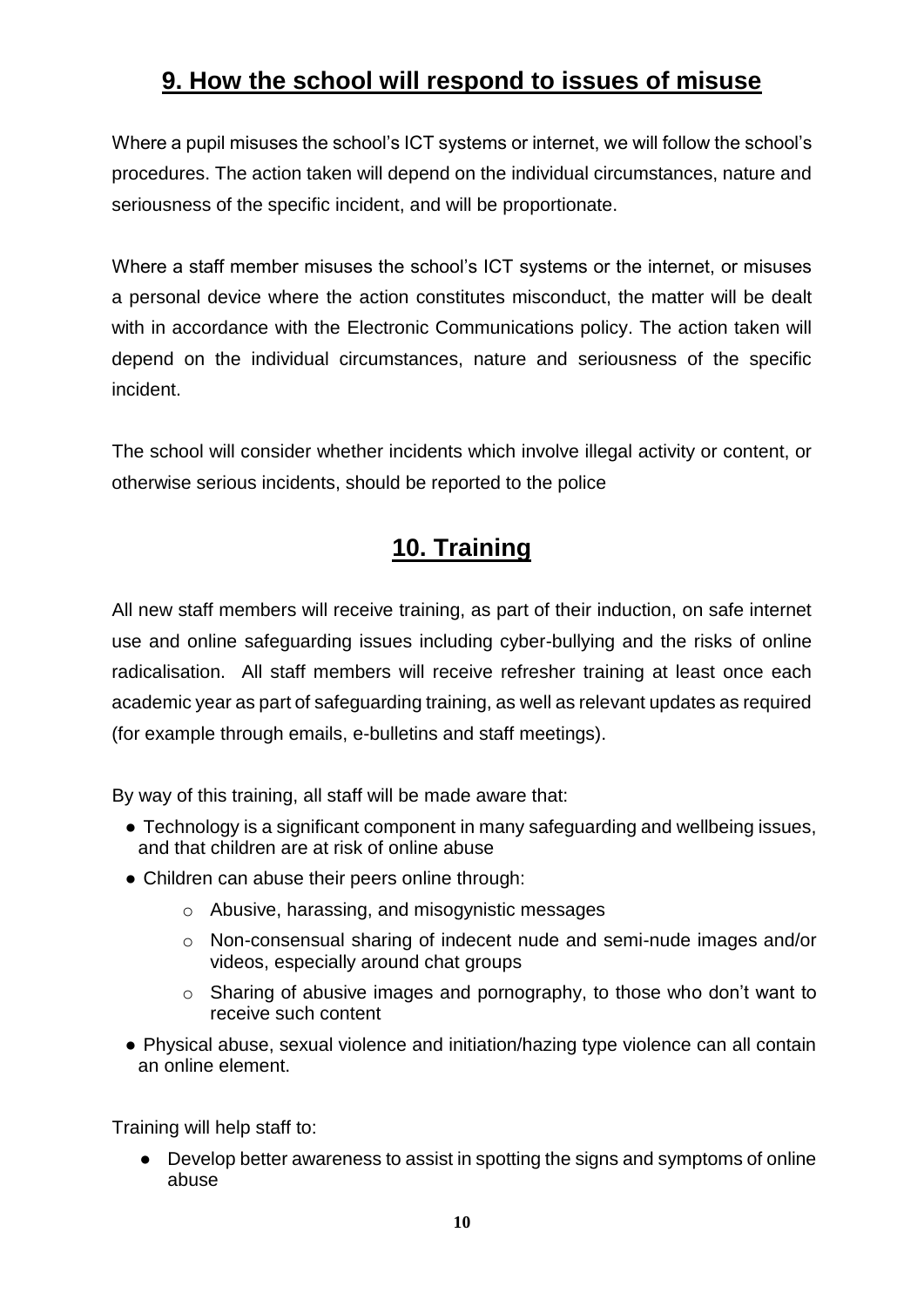## 9. How the school will respond to issues of misuse

Where a pupil misuses the school's ICT systems or internet, we will follow the school's procedures. The action taken will depend on the individual circumstances, nature and seriousness of the specific incident, and will be proportionate.

Where a staff member misuses the school's ICT systems or the internet, or misuses a personal device where the action constitutes misconduct, the matter will be dealt with in accordance with the Electronic Communications policy. The action taken will depend on the individual circumstances, nature and seriousness of the specific incident.

The school will consider whether incidents which involve illegal activity or content, or otherwise serious incidents, should be reported to the police

## 10. Training

All new staff members will receive training, as part of their induction, on safe internet use and online safeguarding issues including cyber-bullying and the risks of online radicalisation. All staff members will receive refresher training at least once each academic year as part of safeguarding training, as well as relevant updates as required (for example through emails, e-bulletins and staff meetings).

By way of this training, all staff will be made aware that:

- Technology is a significant component in many safeguarding and wellbeing issues, and that children are at risk of online abuse
- Children can abuse their peers online through:
  - Abusive, harassing, and misogynistic messages
  - Non-consensual sharing of indecent nude and semi-nude images and/or videos, especially around chat groups
  - Sharing of abusive images and pornography, to those who don't want to receive such content
- Physical abuse, sexual violence and initiation/hazing type violence can all contain an online element.

Training will help staff to:

- Develop better awareness to assist in spotting the signs and symptoms of online abuse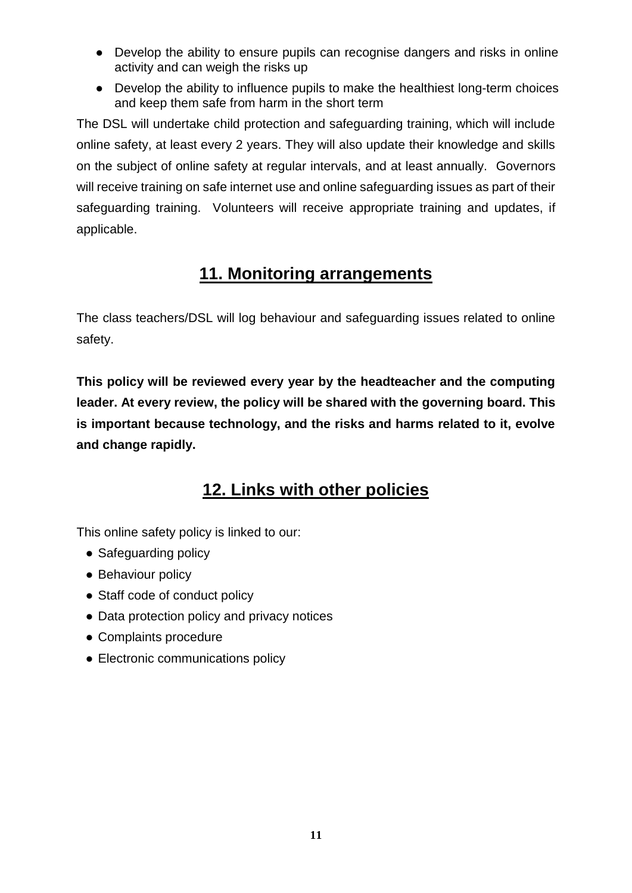- Develop the ability to ensure pupils can recognise dangers and risks in online activity and can weigh the risks up
- Develop the ability to influence pupils to make the healthiest long-term choices and keep them safe from harm in the short term

The DSL will undertake child protection and safeguarding training, which will include online safety, at least every 2 years. They will also update their knowledge and skills on the subject of online safety at regular intervals, and at least annually. Governors will receive training on safe internet use and online safeguarding issues as part of their safeguarding training. Volunteers will receive appropriate training and updates, if applicable.

## 11. Monitoring arrangements

The class teachers/DSL will log behaviour and safeguarding issues related to online safety.

**This policy will be reviewed every year by the headteacher and the computing leader. At every review, the policy will be shared with the governing board. This is important because technology, and the risks and harms related to it, evolve and change rapidly.**

## 12. Links with other policies

This online safety policy is linked to our:

- Safeguarding policy
- Behaviour policy
- Staff code of conduct policy
- Data protection policy and privacy notices
- Complaints procedure
- Electronic communications policy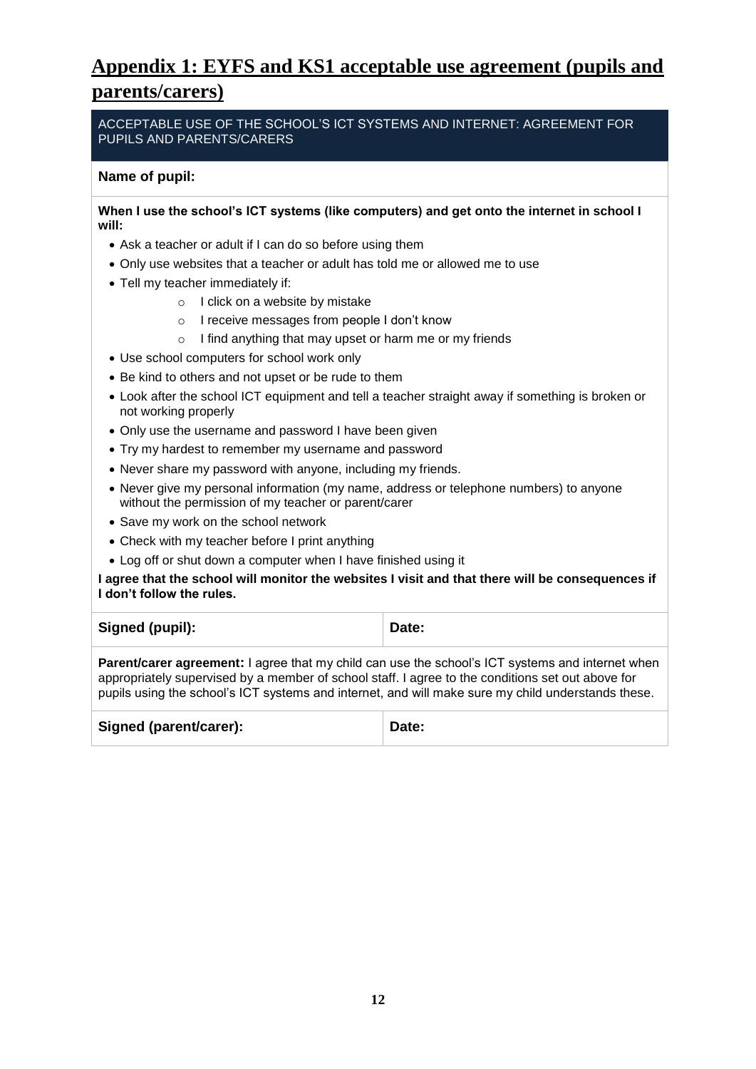# Appendix 1: EYFS and KS1 acceptable use agreement (pupils and parents/carers)

| ACCEPTABLE USE OF THE SCHOOL'S ICT SYSTEMS AND INTERNET: AGREEMENT FOR PUPILS AND PARENTS/CARERS | |
|---|---|
| **Name of pupil:** | |

**When I use the school's ICT systems (like computers) and get onto the internet in school I will:**

- Ask a teacher or adult if I can do so before using them
- Only use websites that a teacher or adult has told me or allowed me to use
- Tell my teacher immediately if:
    - I click on a website by mistake
    - I receive messages from people I don't know
    - I find anything that may upset or harm me or my friends
- Use school computers for school work only
- Be kind to others and not upset or be rude to them
- Look after the school ICT equipment and tell a teacher straight away if something is broken or not working properly
- Only use the username and password I have been given
- Try my hardest to remember my username and password
- Never share my password with anyone, including my friends.
- Never give my personal information (my name, address or telephone numbers) to anyone without the permission of my teacher or parent/carer
- Save my work on the school network
- Check with my teacher before I print anything
- Log off or shut down a computer when I have finished using it

**I agree that the school will monitor the websites I visit and that there will be consequences if I don't follow the rules.**

| **Signed (pupil):** | **Date:** |
|---|---|

**Parent/carer agreement:** I agree that my child can use the school's ICT systems and internet when appropriately supervised by a member of school staff. I agree to the conditions set out above for pupils using the school's ICT systems and internet, and will make sure my child understands these.

| **Signed (parent/carer):** | **Date:** |
|---|---|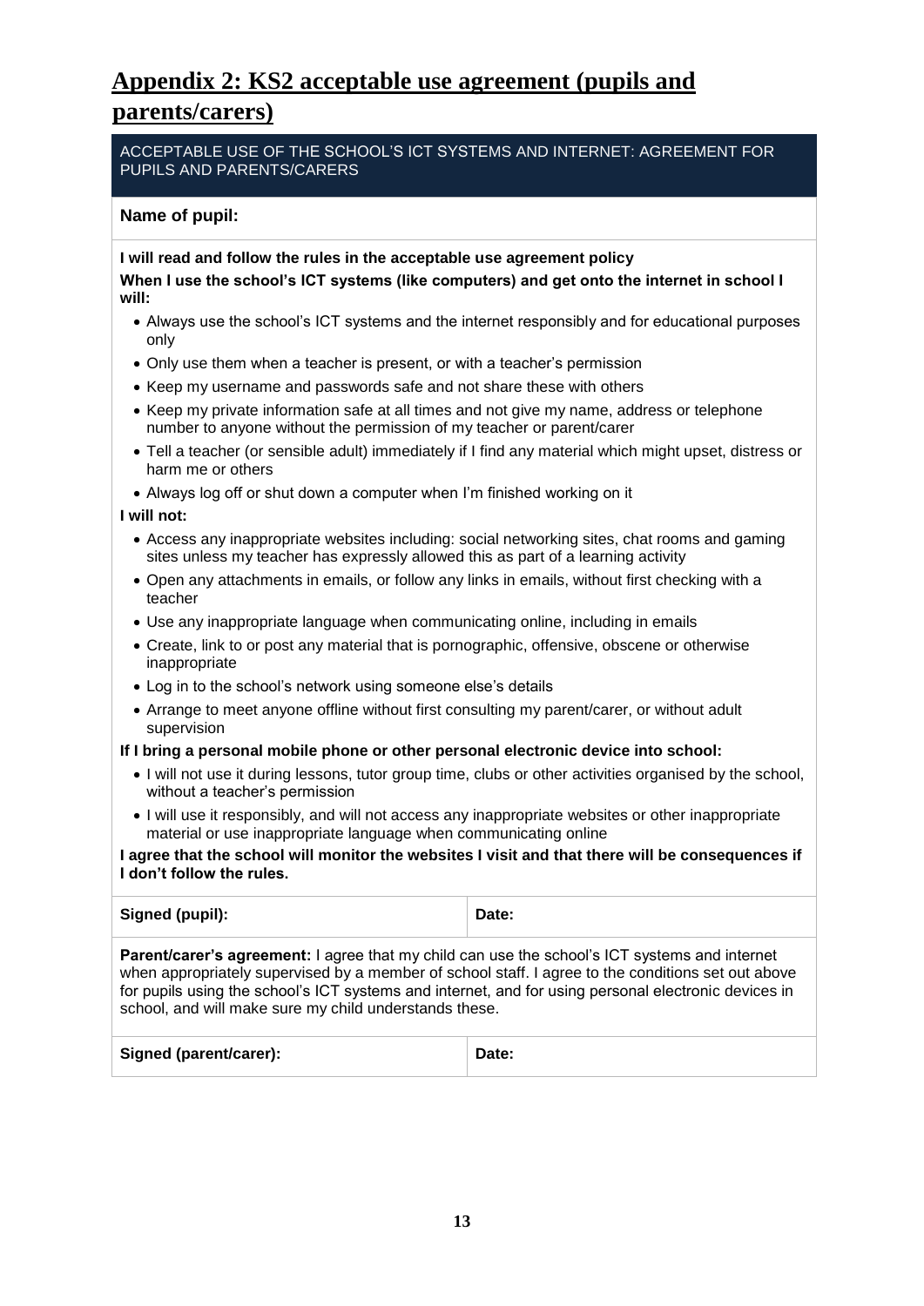## Appendix 2: KS2 acceptable use agreement (pupils and parents/carers)

| ACCEPTABLE USE OF THE SCHOOL'S ICT SYSTEMS AND INTERNET: AGREEMENT FOR PUPILS AND PARENTS/CARERS | |
|---|---|
| **Name of pupil:** | |

**I will read and follow the rules in the acceptable use agreement policy**

**When I use the school's ICT systems (like computers) and get onto the internet in school I will:**

- Always use the school's ICT systems and the internet responsibly and for educational purposes only
- Only use them when a teacher is present, or with a teacher's permission
- Keep my username and passwords safe and not share these with others
- Keep my private information safe at all times and not give my name, address or telephone number to anyone without the permission of my teacher or parent/carer
- Tell a teacher (or sensible adult) immediately if I find any material which might upset, distress or harm me or others
- Always log off or shut down a computer when I'm finished working on it

**I will not:**

- Access any inappropriate websites including: social networking sites, chat rooms and gaming sites unless my teacher has expressly allowed this as part of a learning activity
- Open any attachments in emails, or follow any links in emails, without first checking with a teacher
- Use any inappropriate language when communicating online, including in emails
- Create, link to or post any material that is pornographic, offensive, obscene or otherwise inappropriate
- Log in to the school's network using someone else's details
- Arrange to meet anyone offline without first consulting my parent/carer, or without adult supervision

**If I bring a personal mobile phone or other personal electronic device into school:**

- I will not use it during lessons, tutor group time, clubs or other activities organised by the school, without a teacher's permission
- I will use it responsibly, and will not access any inappropriate websites or other inappropriate material or use inappropriate language when communicating online

**I agree that the school will monitor the websites I visit and that there will be consequences if I don't follow the rules.**

| **Signed (pupil):** | **Date:** |
|---|---|

**Parent/carer's agreement:** I agree that my child can use the school's ICT systems and internet when appropriately supervised by a member of school staff. I agree to the conditions set out above for pupils using the school's ICT systems and internet, and for using personal electronic devices in school, and will make sure my child understands these.

| **Signed (parent/carer):** | **Date:** |
|---|---|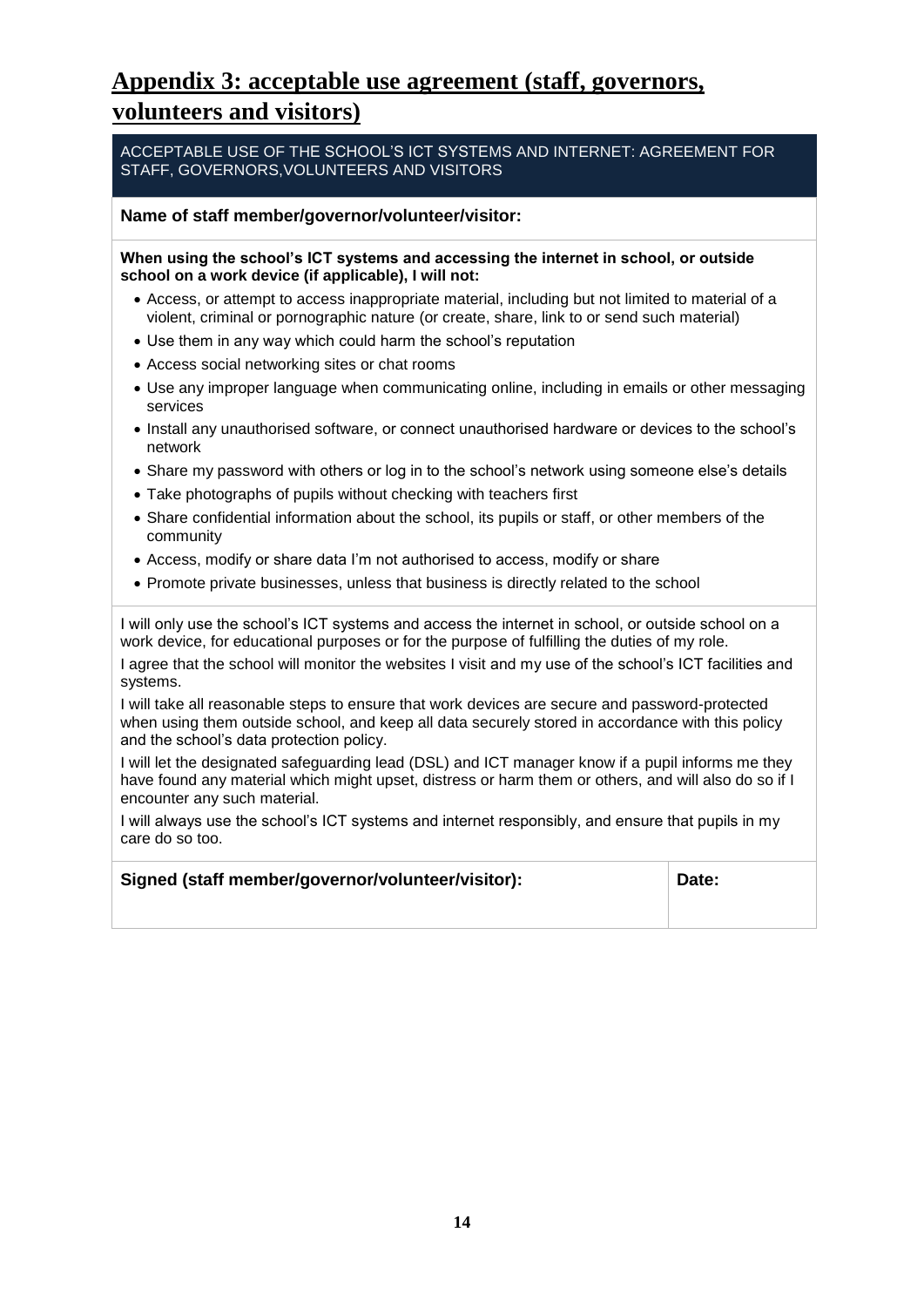# Appendix 3: acceptable use agreement (staff, governors, volunteers and visitors)

ACCEPTABLE USE OF THE SCHOOL'S ICT SYSTEMS AND INTERNET: AGREEMENT FOR STAFF, GOVERNORS,VOLUNTEERS AND VISITORS

**Name of staff member/governor/volunteer/visitor:**

**When using the school's ICT systems and accessing the internet in school, or outside school on a work device (if applicable), I will not:**

- Access, or attempt to access inappropriate material, including but not limited to material of a violent, criminal or pornographic nature (or create, share, link to or send such material)
- Use them in any way which could harm the school's reputation
- Access social networking sites or chat rooms
- Use any improper language when communicating online, including in emails or other messaging services
- Install any unauthorised software, or connect unauthorised hardware or devices to the school's network
- Share my password with others or log in to the school's network using someone else's details
- Take photographs of pupils without checking with teachers first
- Share confidential information about the school, its pupils or staff, or other members of the community
- Access, modify or share data I'm not authorised to access, modify or share
- Promote private businesses, unless that business is directly related to the school

I will only use the school's ICT systems and access the internet in school, or outside school on a work device, for educational purposes or for the purpose of fulfilling the duties of my role.

I agree that the school will monitor the websites I visit and my use of the school's ICT facilities and systems.

I will take all reasonable steps to ensure that work devices are secure and password-protected when using them outside school, and keep all data securely stored in accordance with this policy and the school's data protection policy.

I will let the designated safeguarding lead (DSL) and ICT manager know if a pupil informs me they have found any material which might upset, distress or harm them or others, and will also do so if I encounter any such material.

I will always use the school's ICT systems and internet responsibly, and ensure that pupils in my care do so too.

| **Signed (staff member/governor/volunteer/visitor):** | **Date:** |
| --- | --- |